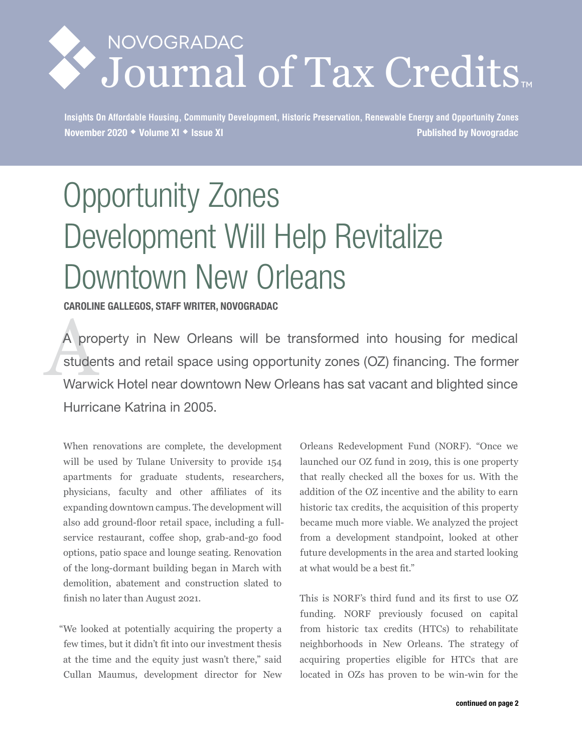# NOVOGRADAC Journal of Tax Credits

**Insights On Affordable Housing, Community Development, Historic Preservation, Renewable Energy and Opportunity Zones**

**November 2020 ◆ Volume XI ◆ Issue XI** **Published by Novogradac**

# Opportunity Zones Development Will Help Revitalize Downtown New Orleans

**CAROLINE GALLEGOS, STAFF WRITER, NOVOGRADAC**

A property in New Orleans will be transformed into housing for medical students and retail space using opportunity zones (OZ) financing. The former Warwick Hotel near downtown New Orleans has sat vacant and blighted since Hurricane Katrina in 2005.

When renovations are complete, the development will be used by Tulane University to provide 154 apartments for graduate students, researchers, physicians, faculty and other affiliates of its expanding downtown campus. The development will also add ground-floor retail space, including a full-service restaurant, coffee shop, grab-and-go food options, patio space and lounge seating. Renovation of the long-dormant building began in March with demolition, abatement and construction slated to finish no later than August 2021.

"We looked at potentially acquiring the property a few times, but it didn't fit into our investment thesis at the time and the equity just wasn't there," said Cullan Maumus, development director for New Orleans Redevelopment Fund (NORF). "Once we launched our OZ fund in 2019, this is one property that really checked all the boxes for us. With the addition of the OZ incentive and the ability to earn historic tax credits, the acquisition of this property became much more viable. We analyzed the project from a development standpoint, looked at other future developments in the area and started looking at what would be a best fit."

This is NORF's third fund and its first to use OZ funding. NORF previously focused on capital from historic tax credits (HTCs) to rehabilitate neighborhoods in New Orleans. The strategy of acquiring properties eligible for HTCs that are located in OZs has proven to be win-win for the

**continued on page 2**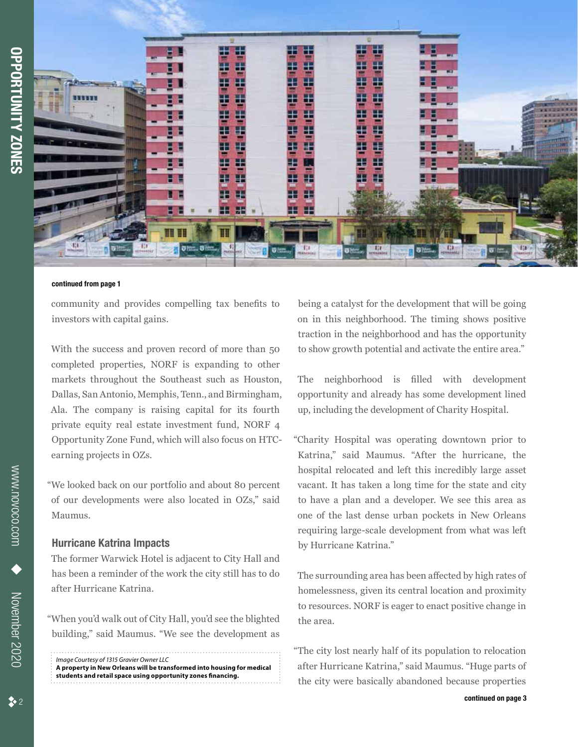**continued from page 1**

community and provides compelling tax benefits to investors with capital gains.

With the success and proven record of more than 50 completed properties, NORF is expanding to other markets throughout the Southeast such as Houston, Dallas, San Antonio, Memphis, Tenn., and Birmingham, Ala. The company is raising capital for its fourth private equity real estate investment fund, NORF 4 Opportunity Zone Fund, which will also focus on HTC-earning projects in OZs.

"We looked back on our portfolio and about 80 percent of our developments were also located in OZs," said Maumus.

### Hurricane Katrina Impacts

The former Warwick Hotel is adjacent to City Hall and has been a reminder of the work the city still has to do after Hurricane Katrina.

"When you'd walk out of City Hall, you'd see the blighted building," said Maumus. "We see the development as being a catalyst for the development that will be going on in this neighborhood. The timing shows positive traction in the neighborhood and has the opportunity to show growth potential and activate the entire area."

*Image Courtesy of 1315 Gravier Owner LLC*
**A property in New Orleans will be transformed into housing for medical students and retail space using opportunity zones financing.**

The neighborhood is filled with development opportunity and already has some development lined up, including the development of Charity Hospital.

"Charity Hospital was operating downtown prior to Katrina," said Maumus. "After the hurricane, the hospital relocated and left this incredibly large asset vacant. It has taken a long time for the state and city to have a plan and a developer. We see this area as one of the last dense urban pockets in New Orleans requiring large-scale development from what was left by Hurricane Katrina."

The surrounding area has been affected by high rates of homelessness, given its central location and proximity to resources. NORF is eager to enact positive change in the area.

"The city lost nearly half of its population to relocation after Hurricane Katrina," said Maumus. "Huge parts of the city were basically abandoned because properties

**continued on page 3**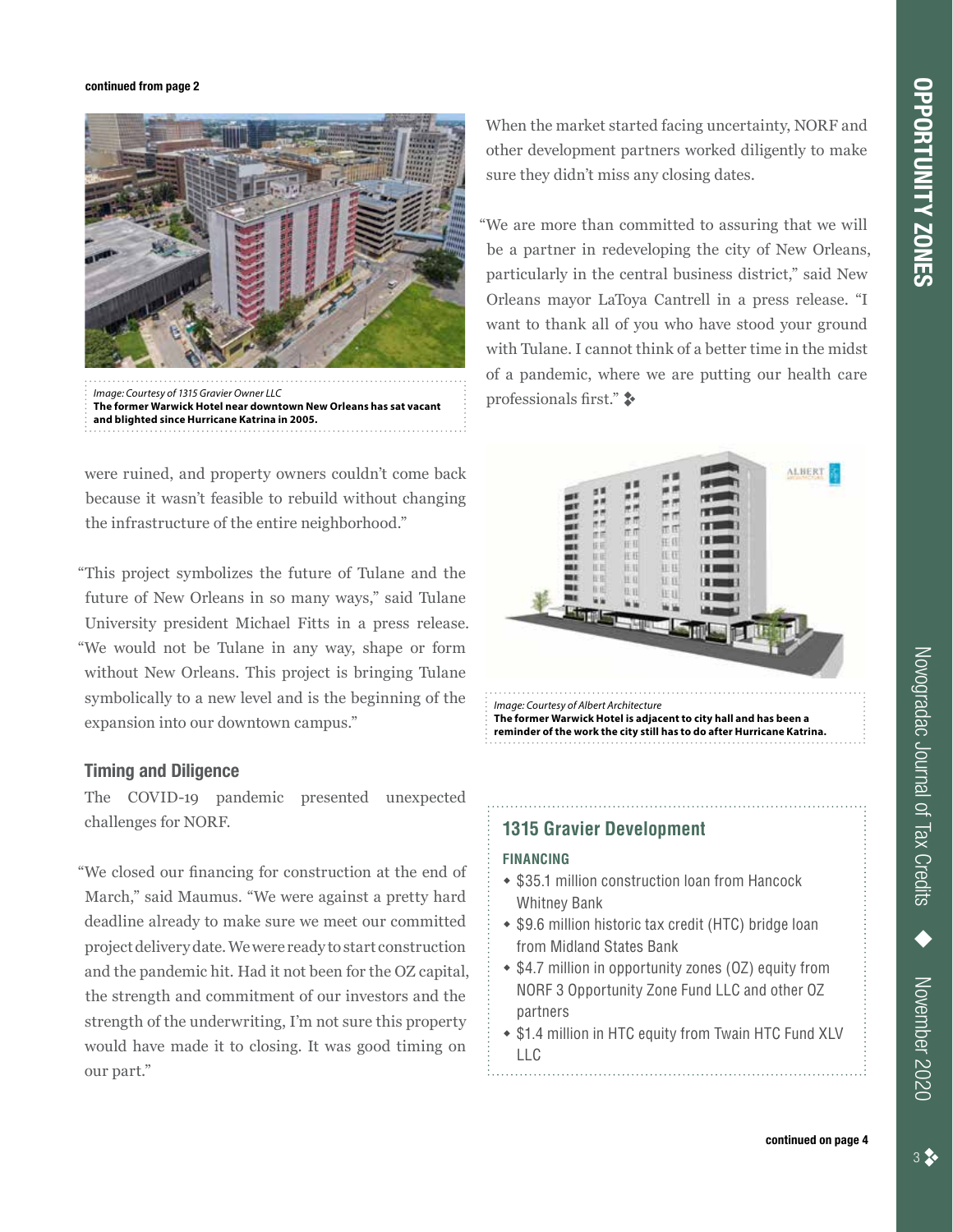continued from page 2

*Image: Courtesy of 1315 Gravier Owner LLC*
**The former Warwick Hotel near downtown New Orleans has sat vacant and blighted since Hurricane Katrina in 2005.**

were ruined, and property owners couldn't come back because it wasn't feasible to rebuild without changing the infrastructure of the entire neighborhood."

"This project symbolizes the future of Tulane and the future of New Orleans in so many ways," said Tulane University president Michael Fitts in a press release. "We would not be Tulane in any way, shape or form without New Orleans. This project is bringing Tulane symbolically to a new level and is the beginning of the expansion into our downtown campus."

### Timing and Diligence

The COVID-19 pandemic presented unexpected challenges for NORF.

"We closed our financing for construction at the end of March," said Maumus. "We were against a pretty hard deadline already to make sure we meet our committed project delivery date. We were ready to start construction and the pandemic hit. Had it not been for the OZ capital, the strength and commitment of our investors and the strength of the underwriting, I'm not sure this property would have made it to closing. It was good timing on our part."

When the market started facing uncertainty, NORF and other development partners worked diligently to make sure they didn't miss any closing dates.

"We are more than committed to assuring that we will be a partner in redeveloping the city of New Orleans, particularly in the central business district," said New Orleans mayor LaToya Cantrell in a press release. "I want to thank all of you who have stood your ground with Tulane. I cannot think of a better time in the midst of a pandemic, where we are putting our health care professionals first."

*Image: Courtesy of Albert Architecture*
**The former Warwick Hotel is adjacent to city hall and has been a reminder of the work the city still has to do after Hurricane Katrina.**

### 1315 Gravier Development

**FINANCING**

- $35.1 million construction loan from Hancock Whitney Bank
- $9.6 million historic tax credit (HTC) bridge loan from Midland States Bank
- $4.7 million in opportunity zones (OZ) equity from NORF 3 Opportunity Zone Fund LLC and other OZ partners
- $1.4 million in HTC equity from Twain HTC Fund XLV LLC

continued on page 4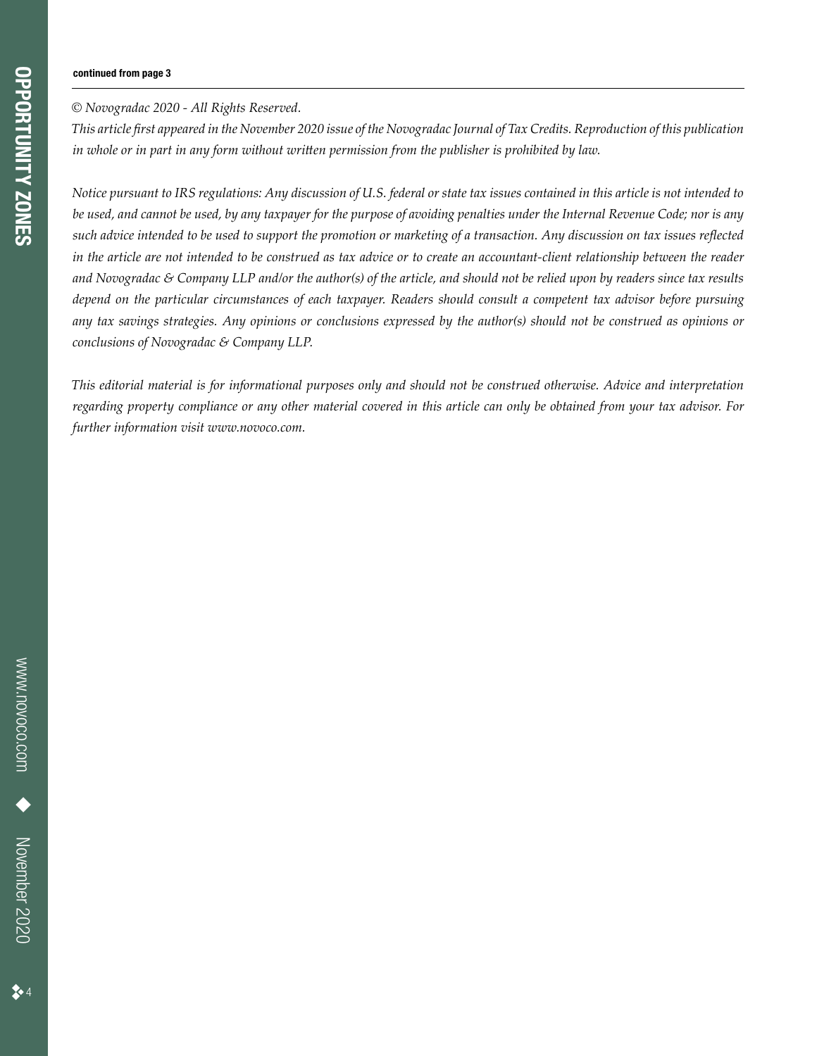**continued from page 3**

---

*© Novogradac 2020 - All Rights Reserved.*

*This article first appeared in the November 2020 issue of the Novogradac Journal of Tax Credits. Reproduction of this publication in whole or in part in any form without written permission from the publisher is prohibited by law.*

*Notice pursuant to IRS regulations: Any discussion of U.S. federal or state tax issues contained in this article is not intended to be used, and cannot be used, by any taxpayer for the purpose of avoiding penalties under the Internal Revenue Code; nor is any such advice intended to be used to support the promotion or marketing of a transaction. Any discussion on tax issues reflected in the article are not intended to be construed as tax advice or to create an accountant-client relationship between the reader and Novogradac & Company LLP and/or the author(s) of the article, and should not be relied upon by readers since tax results depend on the particular circumstances of each taxpayer. Readers should consult a competent tax advisor before pursuing any tax savings strategies. Any opinions or conclusions expressed by the author(s) should not be construed as opinions or conclusions of Novogradac & Company LLP.*

*This editorial material is for informational purposes only and should not be construed otherwise. Advice and interpretation regarding property compliance or any other material covered in this article can only be obtained from your tax advisor. For further information visit www.novoco.com.*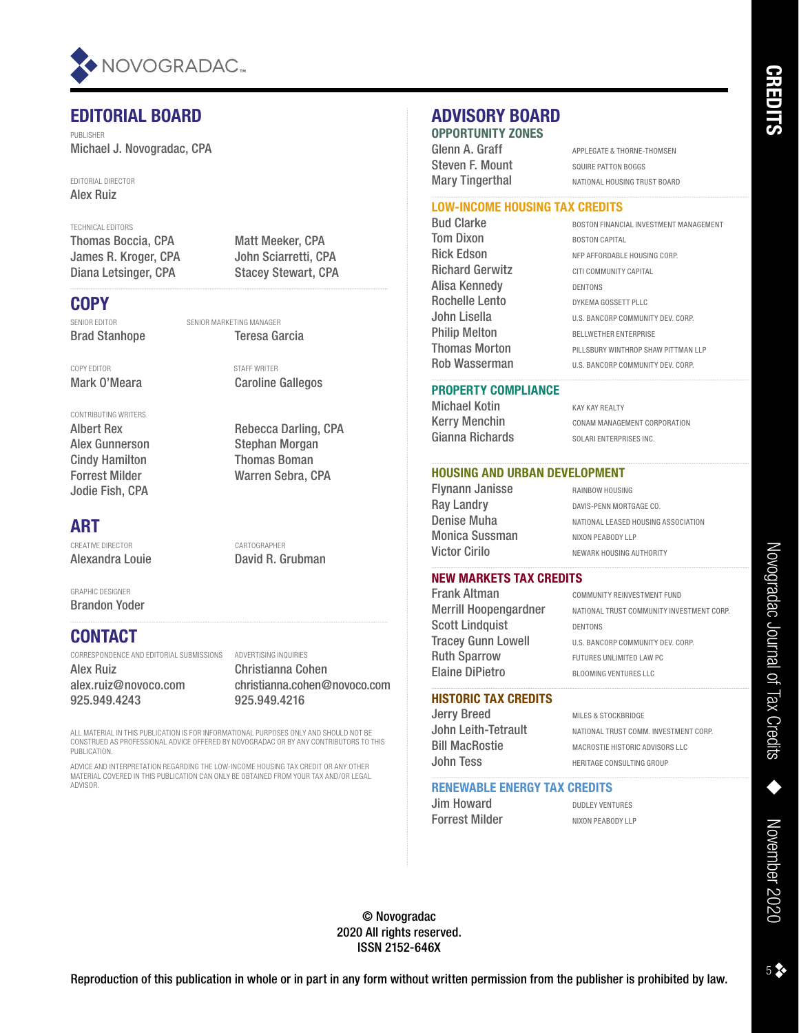## EDITORIAL BOARD

PUBLISHER
Michael J. Novogradac, CPA

EDITORIAL DIRECTOR
Alex Ruiz

TECHNICAL EDITORS
Thomas Boccia, CPA
James R. Kroger, CPA
Diana Letsinger, CPA
Matt Meeker, CPA
John Sciarretti, CPA
Stacey Stewart, CPA

## COPY

SENIOR EDITOR
Brad Stanhope

SENIOR MARKETING MANAGER
Teresa Garcia

COPY EDITOR
Mark O'Meara

STAFF WRITER
Caroline Gallegos

CONTRIBUTING WRITERS
Albert Rex
Alex Gunnerson
Cindy Hamilton
Forrest Milder
Jodie Fish, CPA
Rebecca Darling, CPA
Stephan Morgan
Thomas Boman
Warren Sebra, CPA

## ART

CREATIVE DIRECTOR
Alexandra Louie

CARTOGRAPHER
David R. Grubman

GRAPHIC DESIGNER
Brandon Yoder

## CONTACT

CORRESPONDENCE AND EDITORIAL SUBMISSIONS
Alex Ruiz
alex.ruiz@novoco.com
925.949.4243

ADVERTISING INQUIRIES
Christianna Cohen
christianna.cohen@novoco.com
925.949.4216

ALL MATERIAL IN THIS PUBLICATION IS FOR INFORMATIONAL PURPOSES ONLY AND SHOULD NOT BE CONSTRUED AS PROFESSIONAL ADVICE OFFERED BY NOVOGRADAC OR BY ANY CONTRIBUTORS TO THIS PUBLICATION.

ADVICE AND INTERPRETATION REGARDING THE LOW-INCOME HOUSING TAX CREDIT OR ANY OTHER MATERIAL COVERED IN THIS PUBLICATION CAN ONLY BE OBTAINED FROM YOUR TAX AND/OR LEGAL ADVISOR.

## ADVISORY BOARD

### OPPORTUNITY ZONES

| | |
|---|---|
| Glenn A. Graff | APPLEGATE & THORNE-THOMSEN |
| Steven F. Mount | SQUIRE PATTON BOGGS |
| Mary Tingerthal | NATIONAL HOUSING TRUST BOARD |

### LOW-INCOME HOUSING TAX CREDITS

| | |
|---|---|
| Bud Clarke | BOSTON FINANCIAL INVESTMENT MANAGEMENT |
| Tom Dixon | BOSTON CAPITAL |
| Rick Edson | NFP AFFORDABLE HOUSING CORP. |
| Richard Gerwitz | CITI COMMUNITY CAPITAL |
| Alisa Kennedy | DENTONS |
| Rochelle Lento | DYKEMA GOSSETT PLLC |
| John Lisella | U.S. BANCORP COMMUNITY DEV. CORP. |
| Philip Melton | BELLWETHER ENTERPRISE |
| Thomas Morton | PILLSBURY WINTHROP SHAW PITTMAN LLP |
| Rob Wasserman | U.S. BANCORP COMMUNITY DEV. CORP. |

### PROPERTY COMPLIANCE

| | |
|---|---|
| Michael Kotin | KAY KAY REALTY |
| Kerry Menchin | CONAM MANAGEMENT CORPORATION |
| Gianna Richards | SOLARI ENTERPRISES INC. |

### HOUSING AND URBAN DEVELOPMENT

| | |
|---|---|
| Flynann Janisse | RAINBOW HOUSING |
| Ray Landry | DAVIS-PENN MORTGAGE CO. |
| Denise Muha | NATIONAL LEASED HOUSING ASSOCIATION |
| Monica Sussman | NIXON PEABODY LLP |
| Victor Cirilo | NEWARK HOUSING AUTHORITY |

### NEW MARKETS TAX CREDITS

| | |
|---|---|
| Frank Altman | COMMUNITY REINVESTMENT FUND |
| Merrill Hoopengardner | NATIONAL TRUST COMMUNITY INVESTMENT CORP. |
| Scott Lindquist | DENTONS |
| Tracey Gunn Lowell | U.S. BANCORP COMMUNITY DEV. CORP. |
| Ruth Sparrow | FUTURES UNLIMITED LAW PC |
| Elaine DiPietro | BLOOMING VENTURES LLC |

### HISTORIC TAX CREDITS

| | |
|---|---|
| Jerry Breed | MILES & STOCKBRIDGE |
| John Leith-Tetrault | NATIONAL TRUST COMM. INVESTMENT CORP. |
| Bill MacRostie | MACROSTIE HISTORIC ADVISORS LLC |
| John Tess | HERITAGE CONSULTING GROUP |

### RENEWABLE ENERGY TAX CREDITS

| | |
|---|---|
| Jim Howard | DUDLEY VENTURES |
| Forrest Milder | NIXON PEABODY LLP |

© Novogradac
2020 All rights reserved.
ISSN 2152-646X

Reproduction of this publication in whole or in part in any form without written permission from the publisher is prohibited by law.